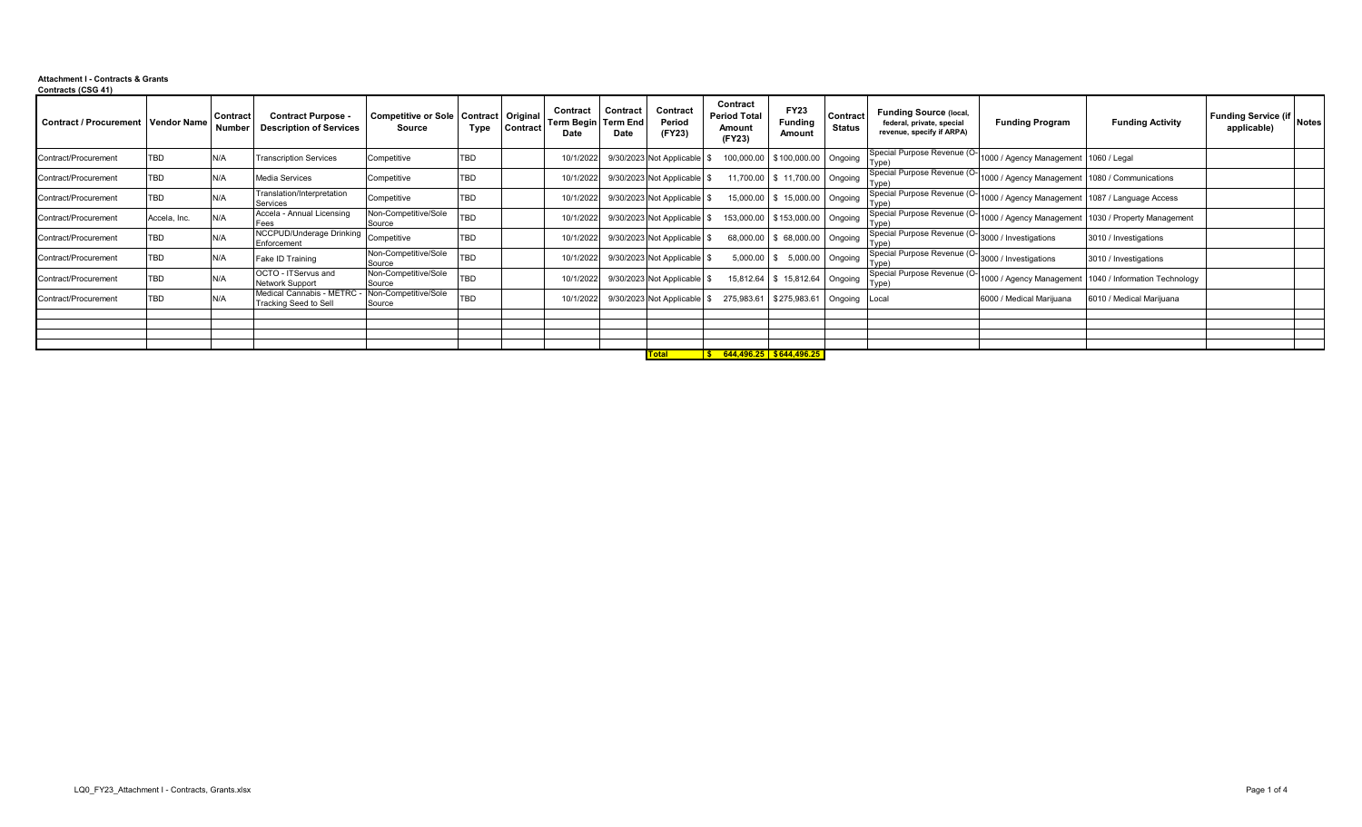**Attachment I - Contracts & Grants**

**Contracts (CSG 41)**

| Contract / Procurement | Vendor Name | Contract Number | Contract Purpose - Description of Services | Competitive or Sole Source | Contract Type | Original Contract | Contract Term Begin Date | Contract Term End Date | Contract Period (FY23) | Contract Period Total Amount (FY23) | FY23 Funding Amount | Contract Status | Funding Source (local, federal, private, special revenue, specify if ARPA) | Funding Program | Funding Activity | Funding Service (if applicable) | Notes |
|---|---|---|---|---|---|---|---|---|---|---|---|---|---|---|---|---|---|
| Contract/Procurement | TBD | N/A | Transcription Services | Competitive | TBD | | 10/1/2022 | 9/30/2023 | Not Applicable | $ 100,000.00 | $ 100,000.00 | Ongoing | Special Purpose Revenue (O-Type) | 1000 / Agency Management | 1060 / Legal | | |
| Contract/Procurement | TBD | N/A | Media Services | Competitive | TBD | | 10/1/2022 | 9/30/2023 | Not Applicable | $ 11,700.00 | $ 11,700.00 | Ongoing | Special Purpose Revenue (O-Type) | 1000 / Agency Management | 1080 / Communications | | |
| Contract/Procurement | TBD | N/A | Translation/Interpretation Services | Competitive | TBD | | 10/1/2022 | 9/30/2023 | Not Applicable | $ 15,000.00 | $ 15,000.00 | Ongoing | Special Purpose Revenue (O-Type) | 1000 / Agency Management | 1087 / Language Access | | |
| Contract/Procurement | Accela, Inc. | N/A | Accela - Annual Licensing Fees | Non-Competitive/Sole Source | TBD | | 10/1/2022 | 9/30/2023 | Not Applicable | $ 153,000.00 | $ 153,000.00 | Ongoing | Special Purpose Revenue (O-Type) | 1000 / Agency Management | 1030 / Property Management | | |
| Contract/Procurement | TBD | N/A | NCCPUD/Underage Drinking Enforcement | Competitive | TBD | | 10/1/2022 | 9/30/2023 | Not Applicable | $ 68,000.00 | $ 68,000.00 | Ongoing | Special Purpose Revenue (O-Type) | 3000 / Investigations | 3010 / Investigations | | |
| Contract/Procurement | TBD | N/A | Fake ID Training | Non-Competitive/Sole Source | TBD | | 10/1/2022 | 9/30/2023 | Not Applicable | $ 5,000.00 | $ 5,000.00 | Ongoing | Special Purpose Revenue (O-Type) | 3000 / Investigations | 3010 / Investigations | | |
| Contract/Procurement | TBD | N/A | OCTO - ITServus and Network Support | Non-Competitive/Sole Source | TBD | | 10/1/2022 | 9/30/2023 | Not Applicable | $ 15,812.64 | $ 15,812.64 | Ongoing | Special Purpose Revenue (O-Type) | 1000 / Agency Management | 1040 / Information Technology | | |
| Contract/Procurement | TBD | N/A | Medical Cannabis - METRC - Tracking Seed to Sell | Non-Competitive/Sole Source | TBD | | 10/1/2022 | 9/30/2023 | Not Applicable | $ 275,983.61 | $ 275,983.61 | Ongoing | Local | 6000 / Medical Marijuana | 6010 / Medical Marijuana | | |
| | | | | | | | | | | | | | | | | | |
| | | | | | | | | | | | | | | | | | |
| | | | | | | | | | | | | | | | | | |
| | | | | | | | | | | | | | | | | | |
| | | | | | | | | | **Total** | **$ 644,496.25** | **$ 644,496.25** | | | | | | |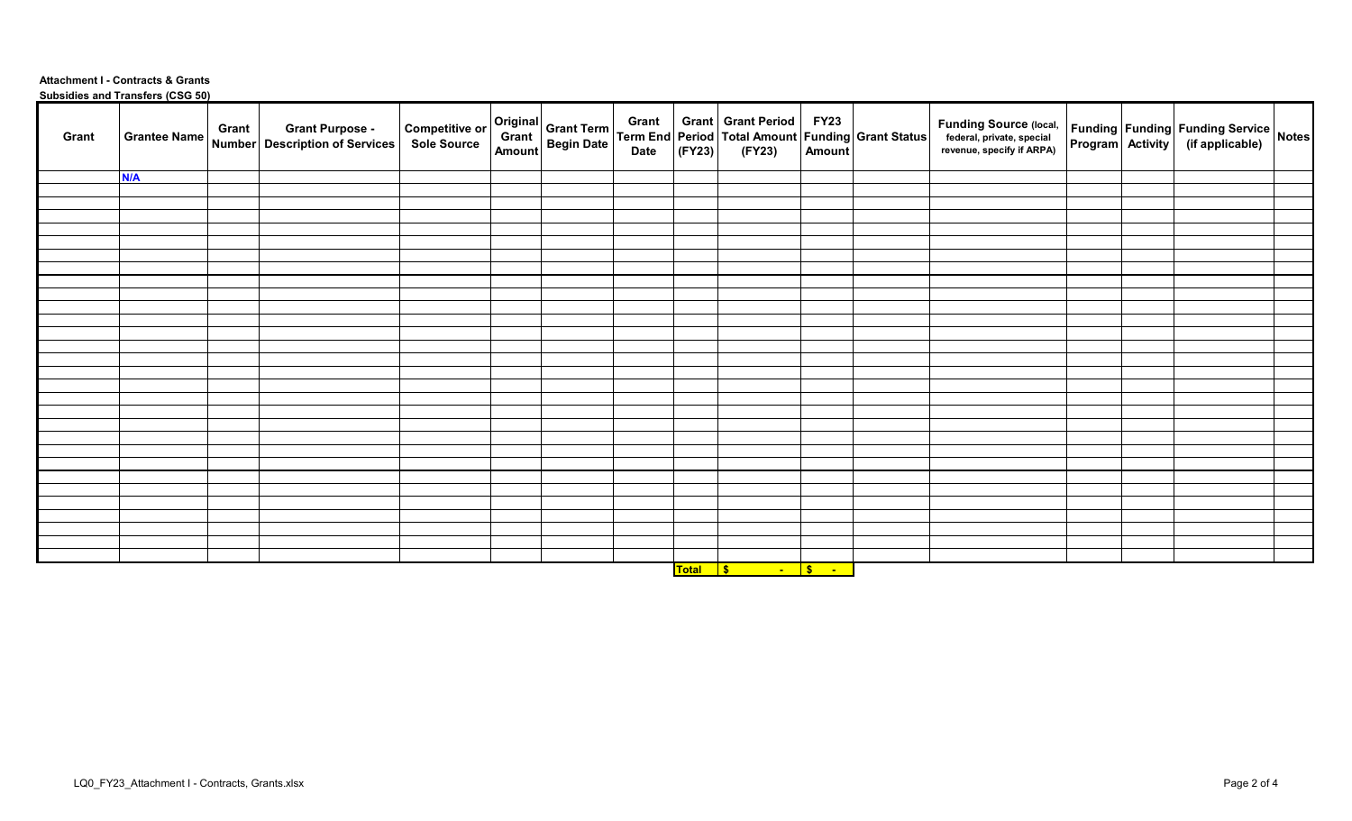**Attachment I - Contracts & Grants**

**Subsidies and Transfers (CSG 50)**

| Grant | Grantee Name | Grant Number | Grant Purpose - Description of Services | Competitive or Sole Source | Original Grant Amount | Grant Term Begin Date | Grant Term End Date | Grant Period (FY23) | Grant Period Total Amount (FY23) | FY23 Funding Amount | Grant Status | Funding Source (local, federal, private, special revenue, specify if ARPA) | Funding Program | Funding Activity | Funding Service (if applicable) | Notes |
|---|---|---|---|---|---|---|---|---|---|---|---|---|---|---|---|---|
| | N/A | | | | | | | | | | | | | | | |
| | | | | | | | | **Total** | **$ -** | **$ -** | | | | | | |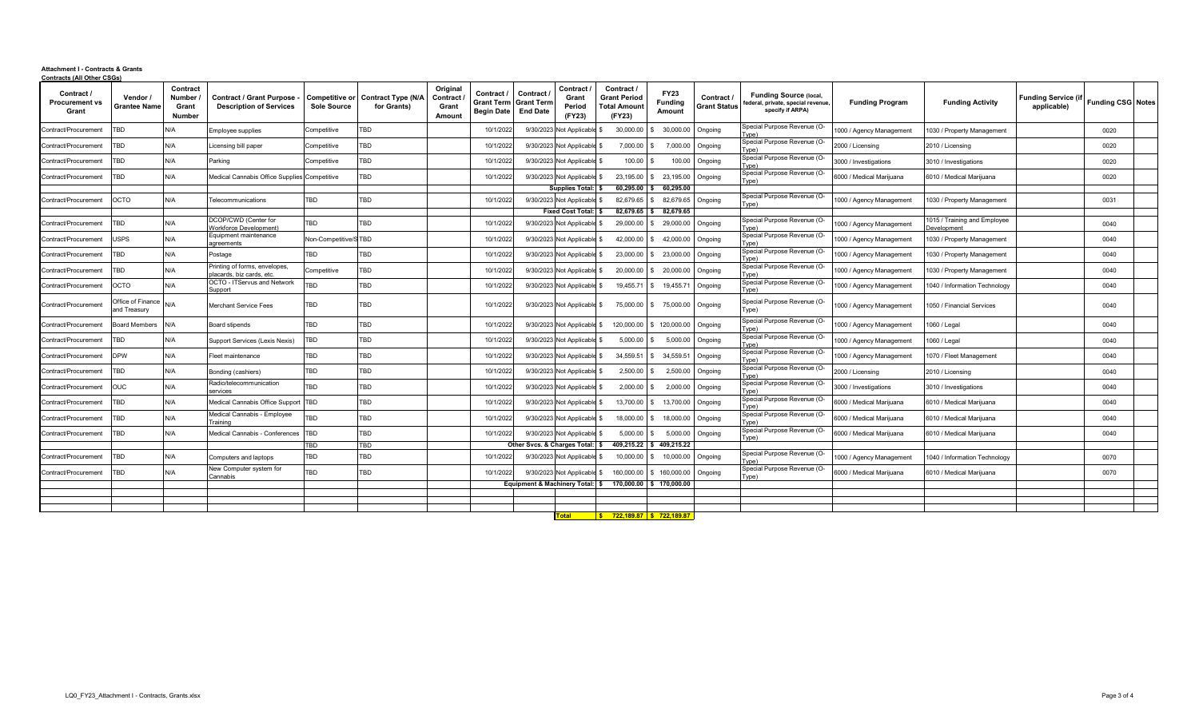**Attachment I - Contracts & Grants**
**Contracts (All Other CSGs)**

| Contract / Procurement vs Grant | Vendor / Grantee Name | Contract Number / Grant Number | Contract / Grant Purpose - Description of Services | Competitive or Sole Source | Contract Type (N/A for Grants) | Original Contract / Grant Amount | Contract / Grant Term Begin Date | Contract / Grant Term End Date | Contract / Grant Period (FY23) | Contract / Grant Period Total Amount (FY23) | FY23 Funding Amount | Contract / Grant Status | Funding Source (local, federal, private, special revenue, specify if ARPA) | Funding Program | Funding Activity | Funding Service (if applicable) | Funding CSG | Notes |
|---|---|---|---|---|---|---|---|---|---|---|---|---|---|---|---|---|---|---|
| Contract/Procurement | TBD | N/A | Employee supplies | Competitive | TBD | | 10/1/2022 | 9/30/2023 | Not Applicable | $ 30,000.00 | $ 30,000.00 | Ongoing | Special Purpose Revenue (O-Type) | 1000 / Agency Management | 1030 / Property Management | | 0020 | |
| Contract/Procurement | TBD | N/A | Licensing bill paper | Competitive | TBD | | 10/1/2022 | 9/30/2023 | Not Applicable | $ 7,000.00 | $ 7,000.00 | Ongoing | Special Purpose Revenue (O-Type) | 2000 / Licensing | 2010 / Licensing | | 0020 | |
| Contract/Procurement | TBD | N/A | Parking | Competitive | TBD | | 10/1/2022 | 9/30/2023 | Not Applicable | $ 100.00 | $ 100.00 | Ongoing | Special Purpose Revenue (O-Type) | 3000 / Investigations | 3010 / Investigations | | 0020 | |
| Contract/Procurement | TBD | N/A | Medical Cannabis Office Supplies | Competitive | TBD | | 10/1/2022 | 9/30/2023 | Not Applicable | $ 23,195.00 | $ 23,195.00 | Ongoing | Special Purpose Revenue (O-Type) | 6000 / Medical Marijuana | 6010 / Medical Marijuana | | 0020 | |
| | | | | | | | | | **Supplies Total:** | **$ 60,295.00** | **$ 60,295.00** | | | | | | | |
| Contract/Procurement | OCTO | N/A | Telecommunications | TBD | TBD | | 10/1/2022 | 9/30/2023 | Not Applicable | $ 82,679.65 | $ 82,679.65 | Ongoing | Special Purpose Revenue (O-Type) | 1000 / Agency Management | 1030 / Property Management | | 0031 | |
| | | | | | | | | | **Fixed Cost Total:** | **$ 82,679.65** | **$ 82,679.65** | | | | | | | |
| Contract/Procurement | TBD | N/A | DCOP/CWD (Center for Workforce Development) | TBD | TBD | | 10/1/2022 | 9/30/2023 | Not Applicable | $ 29,000.00 | $ 29,000.00 | Ongoing | Special Purpose Revenue (O-Type) | 1000 / Agency Management | 1015 / Training and Employee Development | | 0040 | |
| Contract/Procurement | USPS | N/A | Equipment maintenance agreements | Non-Competitive/S | TBD | | 10/1/2022 | 9/30/2023 | Not Applicable | $ 42,000.00 | $ 42,000.00 | Ongoing | Special Purpose Revenue (O-Type) | 1000 / Agency Management | 1030 / Property Management | | 0040 | |
| Contract/Procurement | TBD | N/A | Postage | TBD | TBD | | 10/1/2022 | 9/30/2023 | Not Applicable | $ 23,000.00 | $ 23,000.00 | Ongoing | Special Purpose Revenue (O-Type) | 1000 / Agency Management | 1030 / Property Management | | 0040 | |
| Contract/Procurement | TBD | N/A | Printing of forms, envelopes, placards, biz cards, etc. | Competitive | TBD | | 10/1/2022 | 9/30/2023 | Not Applicable | $ 20,000.00 | $ 20,000.00 | Ongoing | Special Purpose Revenue (O-Type) | 1000 / Agency Management | 1030 / Property Management | | 0040 | |
| Contract/Procurement | OCTO | N/A | OCTO - ITServus and Network Support | TBD | TBD | | 10/1/2022 | 9/30/2023 | Not Applicable | $ 19,455.71 | $ 19,455.71 | Ongoing | Special Purpose Revenue (O-Type) | 1000 / Agency Management | 1040 / Information Technology | | 0040 | |
| Contract/Procurement | Office of Finance and Treasury | N/A | Merchant Service Fees | TBD | TBD | | 10/1/2022 | 9/30/2023 | Not Applicable | $ 75,000.00 | $ 75,000.00 | Ongoing | Special Purpose Revenue (O-Type) | 1000 / Agency Management | 1050 / Financial Services | | 0040 | |
| Contract/Procurement | Board Members | N/A | Board stipends | TBD | TBD | | 10/1/2022 | 9/30/2023 | Not Applicable | $ 120,000.00 | $ 120,000.00 | Ongoing | Special Purpose Revenue (O-Type) | 1000 / Agency Management | 1060 / Legal | | 0040 | |
| Contract/Procurement | TBD | N/A | Support Services (Lexis Nexis) | TBD | TBD | | 10/1/2022 | 9/30/2023 | Not Applicable | $ 5,000.00 | $ 5,000.00 | Ongoing | Special Purpose Revenue (O-Type) | 1000 / Agency Management | 1060 / Legal | | 0040 | |
| Contract/Procurement | DPW | N/A | Fleet maintenance | TBD | TBD | | 10/1/2022 | 9/30/2023 | Not Applicable | $ 34,559.51 | $ 34,559.51 | Ongoing | Special Purpose Revenue (O-Type) | 1000 / Agency Management | 1070 / Fleet Management | | 0040 | |
| Contract/Procurement | TBD | N/A | Bonding (cashiers) | TBD | TBD | | 10/1/2022 | 9/30/2023 | Not Applicable | $ 2,500.00 | $ 2,500.00 | Ongoing | Special Purpose Revenue (O-Type) | 2000 / Licensing | 2010 / Licensing | | 0040 | |
| Contract/Procurement | OUC | N/A | Radio/telecommunication services | TBD | TBD | | 10/1/2022 | 9/30/2023 | Not Applicable | $ 2,000.00 | $ 2,000.00 | Ongoing | Special Purpose Revenue (O-Type) | 3000 / Investigations | 3010 / Investigations | | 0040 | |
| Contract/Procurement | TBD | N/A | Medical Cannabis Office Support | TBD | TBD | | 10/1/2022 | 9/30/2023 | Not Applicable | $ 13,700.00 | $ 13,700.00 | Ongoing | Special Purpose Revenue (O-Type) | 6000 / Medical Marijuana | 6010 / Medical Marijuana | | 0040 | |
| Contract/Procurement | TBD | N/A | Medical Cannabis - Employee Training | TBD | TBD | | 10/1/2022 | 9/30/2023 | Not Applicable | $ 18,000.00 | $ 18,000.00 | Ongoing | Special Purpose Revenue (O-Type) | 6000 / Medical Marijuana | 6010 / Medical Marijuana | | 0040 | |
| Contract/Procurement | TBD | N/A | Medical Cannabis - Conferences | TBD | TBD | | 10/1/2022 | 9/30/2023 | Not Applicable | $ 5,000.00 | $ 5,000.00 | Ongoing | Special Purpose Revenue (O-Type) | 6000 / Medical Marijuana | 6010 / Medical Marijuana | | 0040 | |
| | | | | TBD | TBD | | | | **Other Svcs. & Charges Total:** | **$ 409,215.22** | **$ 409,215.22** | | | | | | | |
| Contract/Procurement | TBD | N/A | Computers and laptops | TBD | TBD | | 10/1/2022 | 9/30/2023 | Not Applicable | $ 10,000.00 | $ 10,000.00 | Ongoing | Special Purpose Revenue (O-Type) | 1000 / Agency Management | 1040 / Information Technology | | 0070 | |
| Contract/Procurement | TBD | N/A | New Computer system for Cannabis | TBD | TBD | | 10/1/2022 | 9/30/2023 | Not Applicable | $ 160,000.00 | $ 160,000.00 | Ongoing | Special Purpose Revenue (O-Type) | 6000 / Medical Marijuana | 6010 / Medical Marijuana | | 0070 | |
| | | | | | | | | | **Equipment & Machinery Total:** | **$ 170,000.00** | **$ 170,000.00** | | | | | | | |
| | | | | | | | | | **Total** | **$ 722,189.87** | **$ 722,189.87** | | | | | | | |

LQ0_FY23_Attachment I - Contracts, Grants.xlsx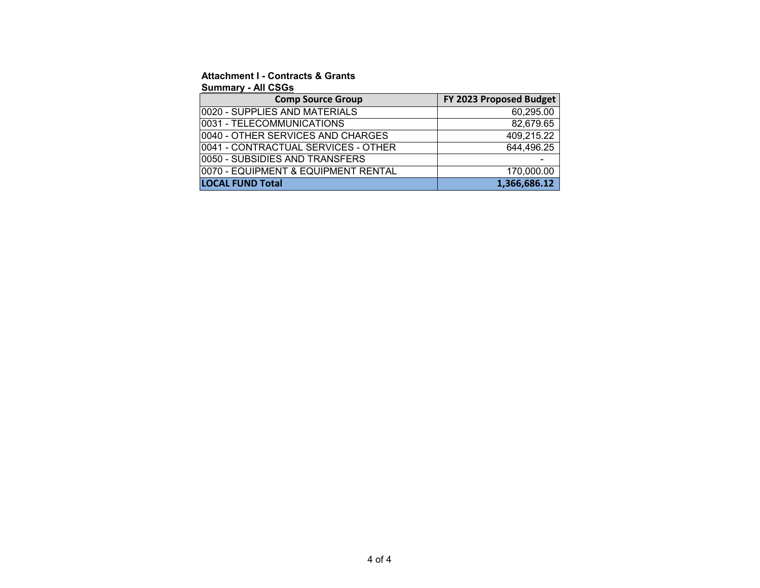**Attachment I - Contracts & Grants**

**Summary - All CSGs**

| Comp Source Group | FY 2023 Proposed Budget |
| --- | --- |
| 0020 - SUPPLIES AND MATERIALS | 60,295.00 |
| 0031 - TELECOMMUNICATIONS | 82,679.65 |
| 0040 - OTHER SERVICES AND CHARGES | 409,215.22 |
| 0041 - CONTRACTUAL SERVICES - OTHER | 644,496.25 |
| 0050 - SUBSIDIES AND TRANSFERS | - |
| 0070 - EQUIPMENT & EQUIPMENT RENTAL | 170,000.00 |
| **LOCAL FUND Total** | **1,366,686.12** |